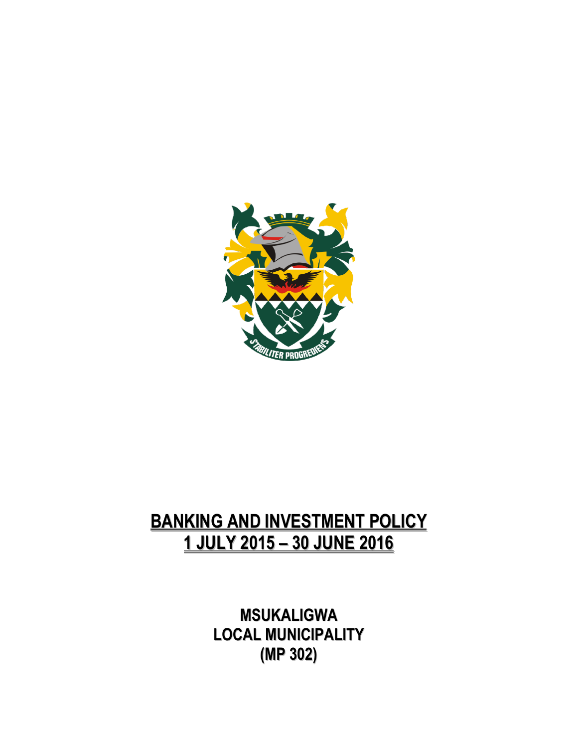# BANKING AND INVESTMENT POLICY
# 1 JULY 2015 – 30 JUNE 2016

**MSUKALIGWA**
**LOCAL MUNICIPALITY**
**(MP 302)**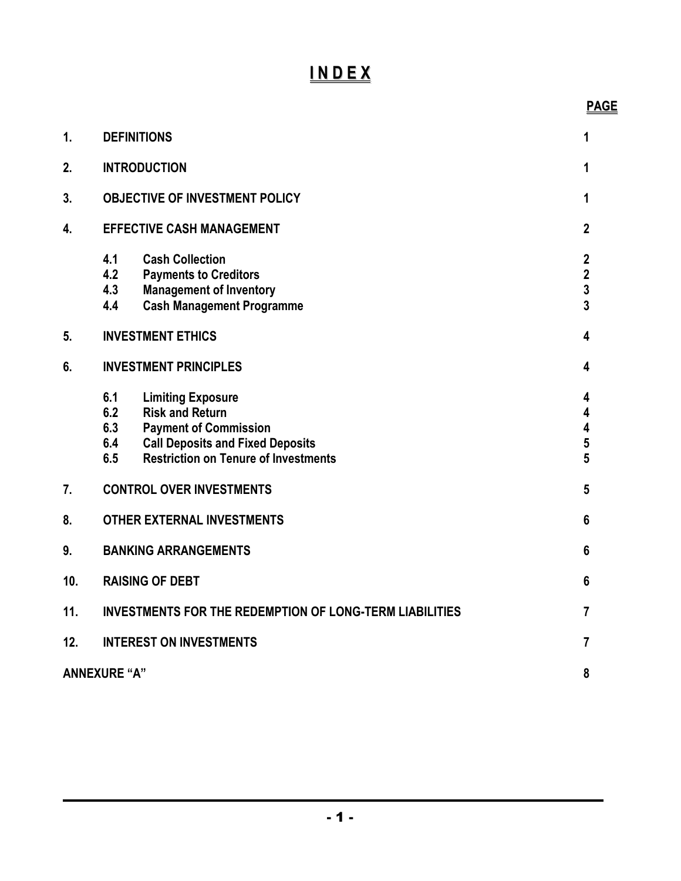# I N D E X

| | | PAGE |
|---|---|---|
| 1. | DEFINITIONS | 1 |
| 2. | INTRODUCTION | 1 |
| 3. | OBJECTIVE OF INVESTMENT POLICY | 1 |
| 4. | EFFECTIVE CASH MANAGEMENT | 2 |
| | 4.1 Cash Collection | 2 |
| | 4.2 Payments to Creditors | 2 |
| | 4.3 Management of Inventory | 3 |
| | 4.4 Cash Management Programme | 3 |
| 5. | INVESTMENT ETHICS | 4 |
| 6. | INVESTMENT PRINCIPLES | 4 |
| | 6.1 Limiting Exposure | 4 |
| | 6.2 Risk and Return | 4 |
| | 6.3 Payment of Commission | 4 |
| | 6.4 Call Deposits and Fixed Deposits | 5 |
| | 6.5 Restriction on Tenure of Investments | 5 |
| 7. | CONTROL OVER INVESTMENTS | 5 |
| 8. | OTHER EXTERNAL INVESTMENTS | 6 |
| 9. | BANKING ARRANGEMENTS | 6 |
| 10. | RAISING OF DEBT | 6 |
| 11. | INVESTMENTS FOR THE REDEMPTION OF LONG-TERM LIABILITIES | 7 |
| 12. | INTEREST ON INVESTMENTS | 7 |
| ANNEXURE "A" | | 8 |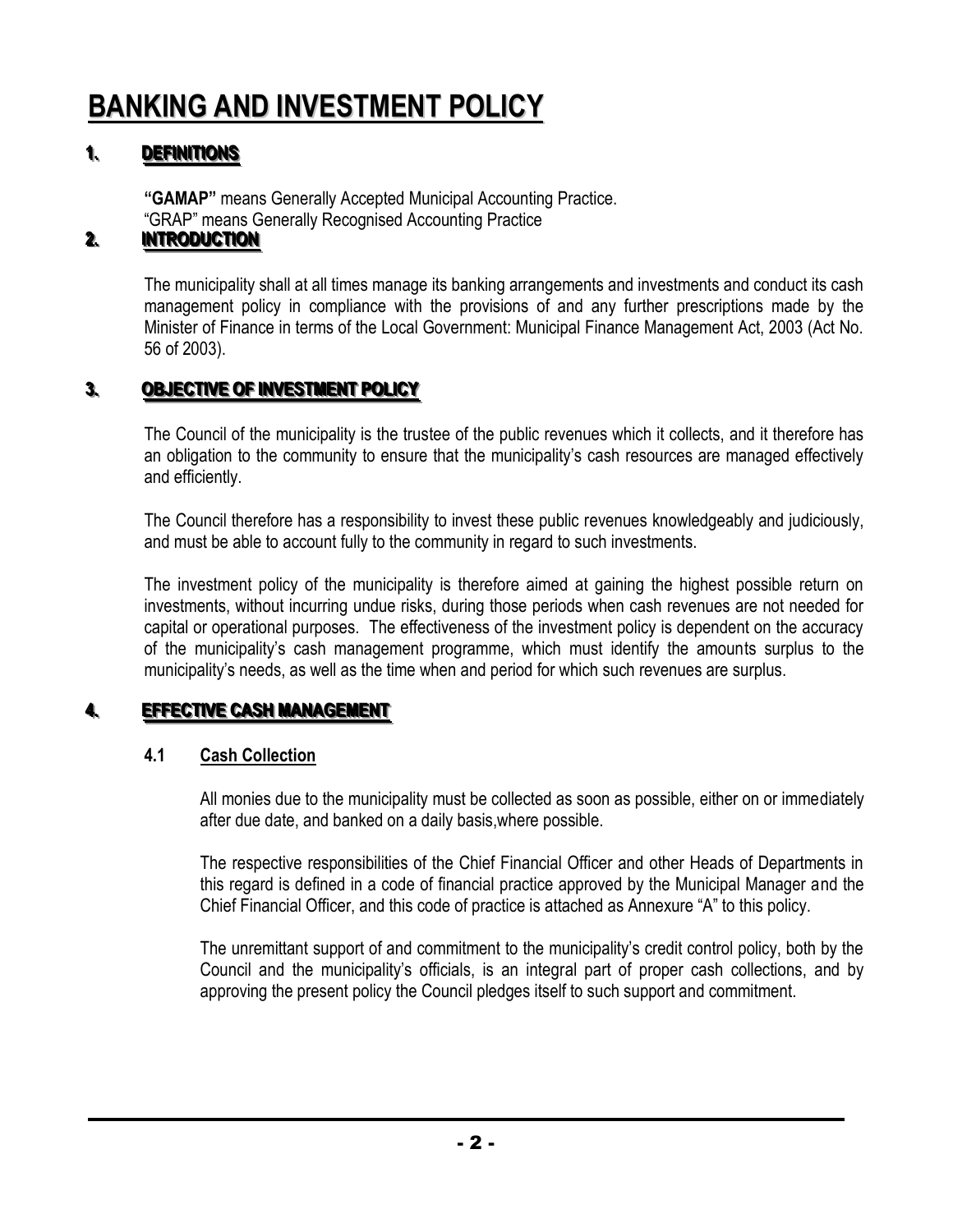# BANKING AND INVESTMENT POLICY

## 1. DEFINITIONS

**"GAMAP"** means Generally Accepted Municipal Accounting Practice.
"GRAP" means Generally Recognised Accounting Practice

## 2. INTRODUCTION

The municipality shall at all times manage its banking arrangements and investments and conduct its cash management policy in compliance with the provisions of and any further prescriptions made by the Minister of Finance in terms of the Local Government: Municipal Finance Management Act, 2003 (Act No. 56 of 2003).

## 3. OBJECTIVE OF INVESTMENT POLICY

The Council of the municipality is the trustee of the public revenues which it collects, and it therefore has an obligation to the community to ensure that the municipality's cash resources are managed effectively and efficiently.

The Council therefore has a responsibility to invest these public revenues knowledgeably and judiciously, and must be able to account fully to the community in regard to such investments.

The investment policy of the municipality is therefore aimed at gaining the highest possible return on investments, without incurring undue risks, during those periods when cash revenues are not needed for capital or operational purposes. The effectiveness of the investment policy is dependent on the accuracy of the municipality's cash management programme, which must identify the amounts surplus to the municipality's needs, as well as the time when and period for which such revenues are surplus.

## 4. EFFECTIVE CASH MANAGEMENT

### 4.1 Cash Collection

All monies due to the municipality must be collected as soon as possible, either on or immediately after due date, and banked on a daily basis,where possible.

The respective responsibilities of the Chief Financial Officer and other Heads of Departments in this regard is defined in a code of financial practice approved by the Municipal Manager and the Chief Financial Officer, and this code of practice is attached as Annexure "A" to this policy.

The unremittant support of and commitment to the municipality's credit control policy, both by the Council and the municipality's officials, is an integral part of proper cash collections, and by approving the present policy the Council pledges itself to such support and commitment.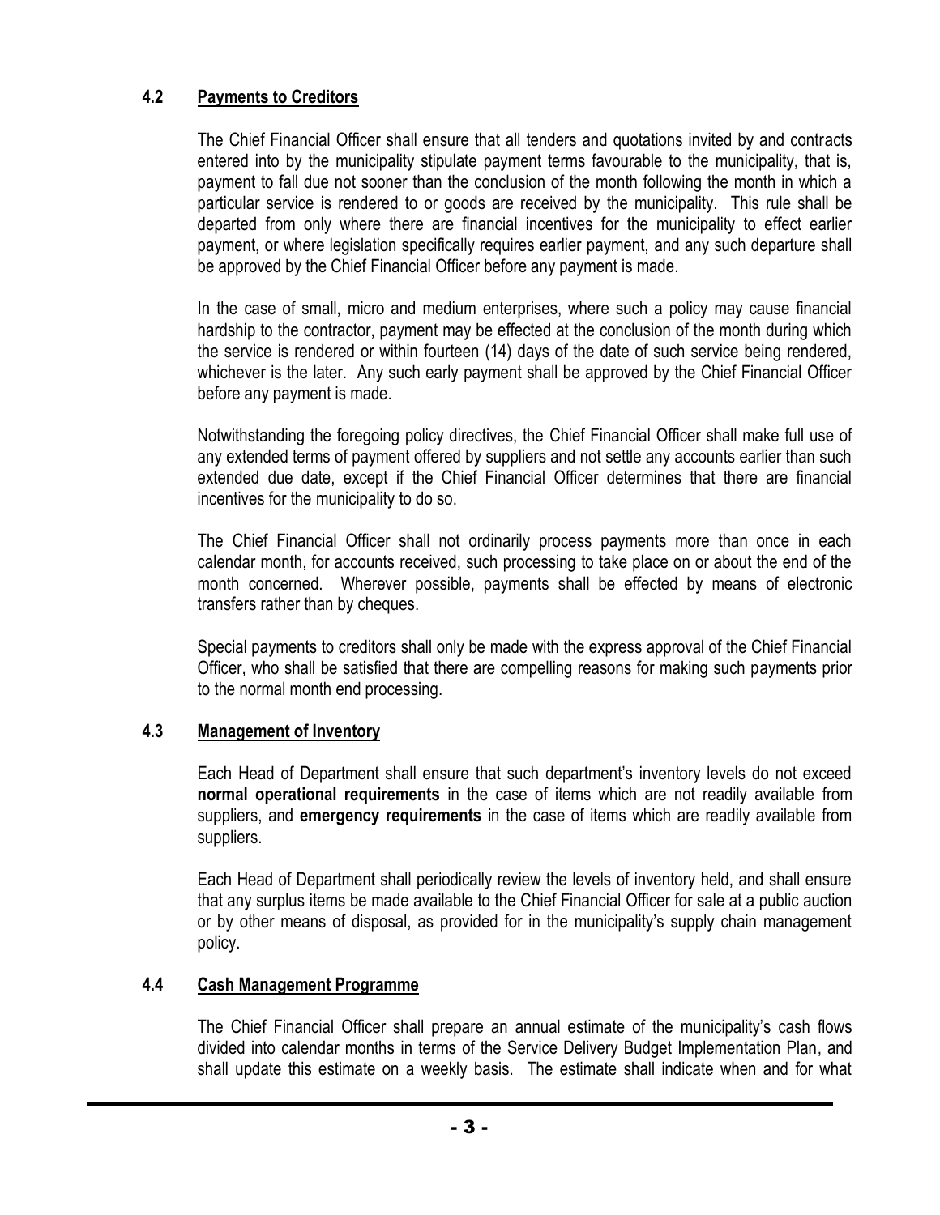### 4.2 Payments to Creditors

The Chief Financial Officer shall ensure that all tenders and quotations invited by and contracts entered into by the municipality stipulate payment terms favourable to the municipality, that is, payment to fall due not sooner than the conclusion of the month following the month in which a particular service is rendered to or goods are received by the municipality. This rule shall be departed from only where there are financial incentives for the municipality to effect earlier payment, or where legislation specifically requires earlier payment, and any such departure shall be approved by the Chief Financial Officer before any payment is made.

In the case of small, micro and medium enterprises, where such a policy may cause financial hardship to the contractor, payment may be effected at the conclusion of the month during which the service is rendered or within fourteen (14) days of the date of such service being rendered, whichever is the later. Any such early payment shall be approved by the Chief Financial Officer before any payment is made.

Notwithstanding the foregoing policy directives, the Chief Financial Officer shall make full use of any extended terms of payment offered by suppliers and not settle any accounts earlier than such extended due date, except if the Chief Financial Officer determines that there are financial incentives for the municipality to do so.

The Chief Financial Officer shall not ordinarily process payments more than once in each calendar month, for accounts received, such processing to take place on or about the end of the month concerned. Wherever possible, payments shall be effected by means of electronic transfers rather than by cheques.

Special payments to creditors shall only be made with the express approval of the Chief Financial Officer, who shall be satisfied that there are compelling reasons for making such payments prior to the normal month end processing.

### 4.3 Management of Inventory

Each Head of Department shall ensure that such department's inventory levels do not exceed **normal operational requirements** in the case of items which are not readily available from suppliers, and **emergency requirements** in the case of items which are readily available from suppliers.

Each Head of Department shall periodically review the levels of inventory held, and shall ensure that any surplus items be made available to the Chief Financial Officer for sale at a public auction or by other means of disposal, as provided for in the municipality's supply chain management policy.

### 4.4 Cash Management Programme

The Chief Financial Officer shall prepare an annual estimate of the municipality's cash flows divided into calendar months in terms of the Service Delivery Budget Implementation Plan, and shall update this estimate on a weekly basis. The estimate shall indicate when and for what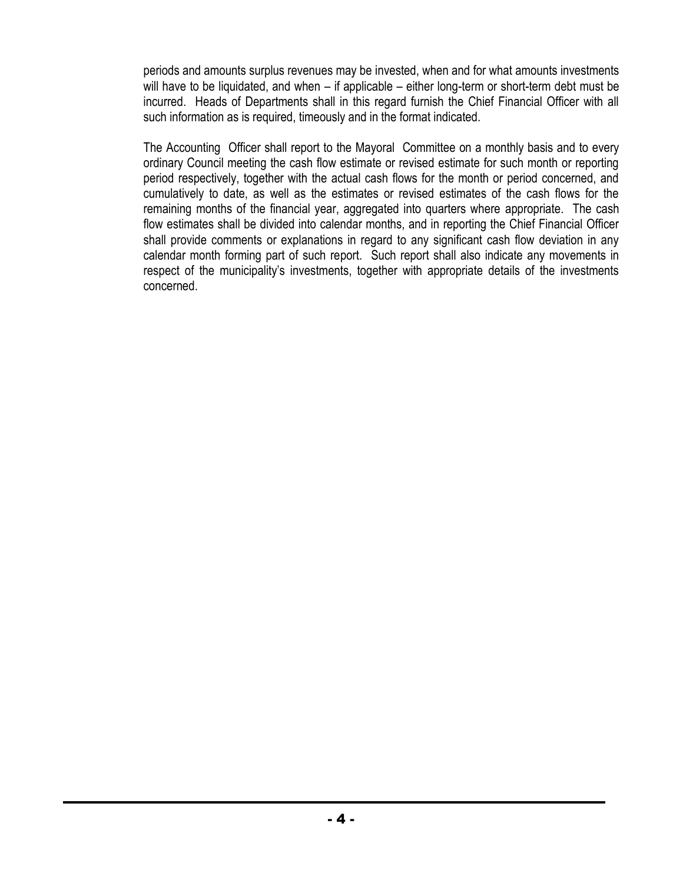periods and amounts surplus revenues may be invested, when and for what amounts investments will have to be liquidated, and when – if applicable – either long-term or short-term debt must be incurred. Heads of Departments shall in this regard furnish the Chief Financial Officer with all such information as is required, timeously and in the format indicated.

The Accounting Officer shall report to the Mayoral Committee on a monthly basis and to every ordinary Council meeting the cash flow estimate or revised estimate for such month or reporting period respectively, together with the actual cash flows for the month or period concerned, and cumulatively to date, as well as the estimates or revised estimates of the cash flows for the remaining months of the financial year, aggregated into quarters where appropriate. The cash flow estimates shall be divided into calendar months, and in reporting the Chief Financial Officer shall provide comments or explanations in regard to any significant cash flow deviation in any calendar month forming part of such report. Such report shall also indicate any movements in respect of the municipality's investments, together with appropriate details of the investments concerned.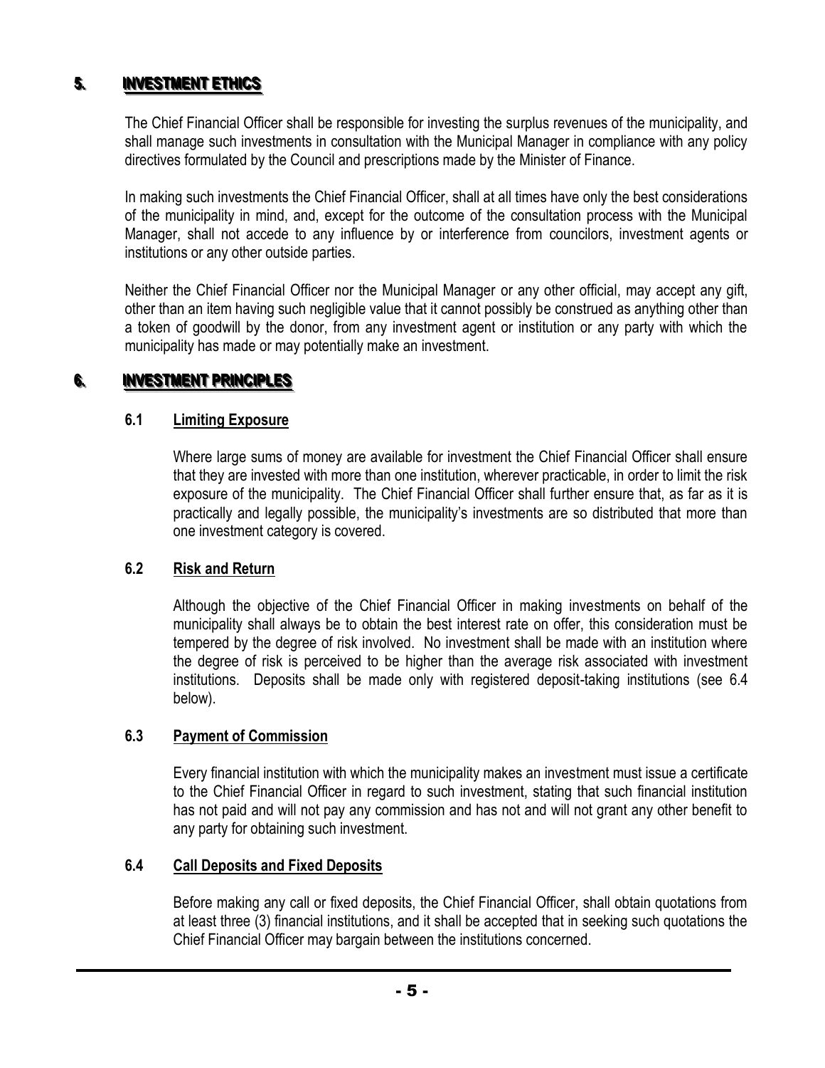## 5. INVESTMENT ETHICS

The Chief Financial Officer shall be responsible for investing the surplus revenues of the municipality, and shall manage such investments in consultation with the Municipal Manager in compliance with any policy directives formulated by the Council and prescriptions made by the Minister of Finance.

In making such investments the Chief Financial Officer, shall at all times have only the best considerations of the municipality in mind, and, except for the outcome of the consultation process with the Municipal Manager, shall not accede to any influence by or interference from councilors, investment agents or institutions or any other outside parties.

Neither the Chief Financial Officer nor the Municipal Manager or any other official, may accept any gift, other than an item having such negligible value that it cannot possibly be construed as anything other than a token of goodwill by the donor, from any investment agent or institution or any party with which the municipality has made or may potentially make an investment.

## 6. INVESTMENT PRINCIPLES

### 6.1 Limiting Exposure

Where large sums of money are available for investment the Chief Financial Officer shall ensure that they are invested with more than one institution, wherever practicable, in order to limit the risk exposure of the municipality. The Chief Financial Officer shall further ensure that, as far as it is practically and legally possible, the municipality's investments are so distributed that more than one investment category is covered.

### 6.2 Risk and Return

Although the objective of the Chief Financial Officer in making investments on behalf of the municipality shall always be to obtain the best interest rate on offer, this consideration must be tempered by the degree of risk involved. No investment shall be made with an institution where the degree of risk is perceived to be higher than the average risk associated with investment institutions. Deposits shall be made only with registered deposit-taking institutions (see 6.4 below).

### 6.3 Payment of Commission

Every financial institution with which the municipality makes an investment must issue a certificate to the Chief Financial Officer in regard to such investment, stating that such financial institution has not paid and will not pay any commission and has not and will not grant any other benefit to any party for obtaining such investment.

### 6.4 Call Deposits and Fixed Deposits

Before making any call or fixed deposits, the Chief Financial Officer, shall obtain quotations from at least three (3) financial institutions, and it shall be accepted that in seeking such quotations the Chief Financial Officer may bargain between the institutions concerned.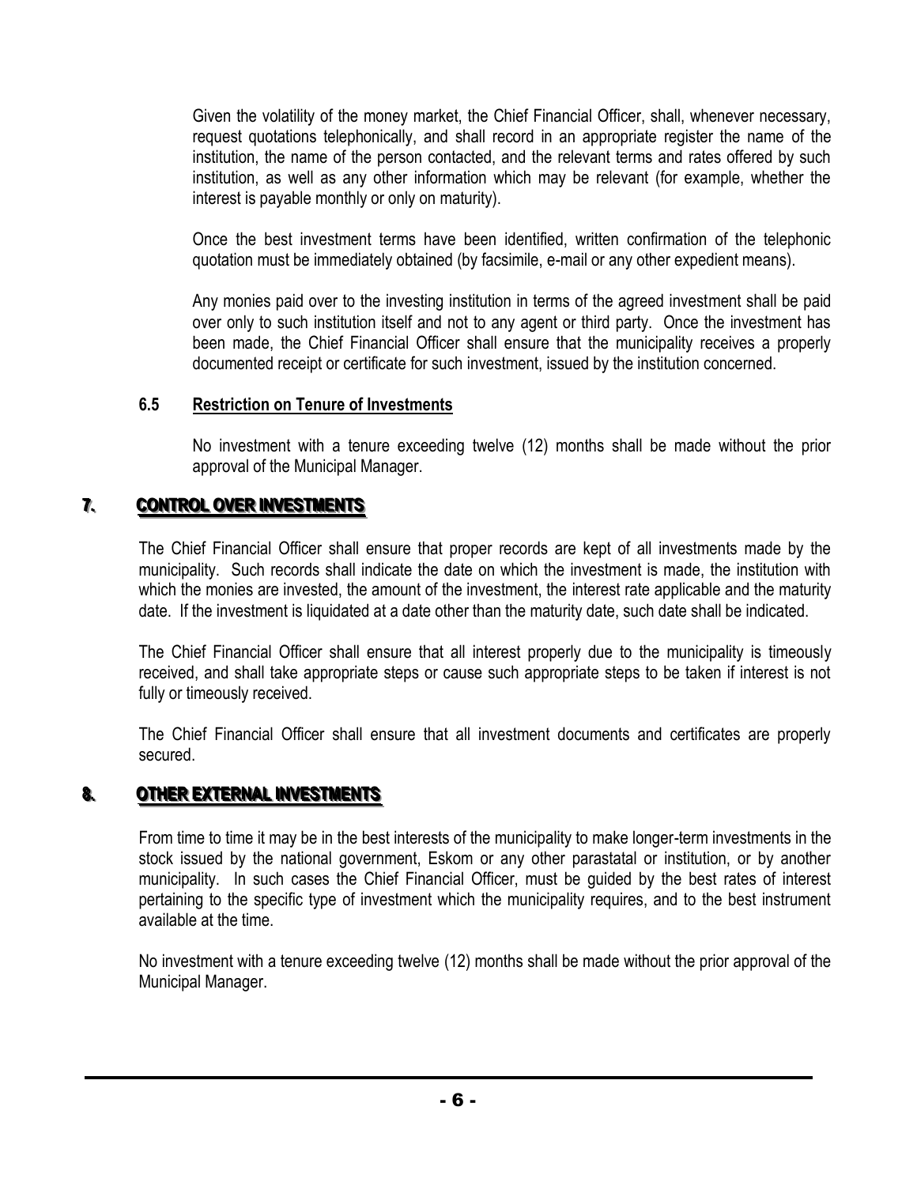Given the volatility of the money market, the Chief Financial Officer, shall, whenever necessary, request quotations telephonically, and shall record in an appropriate register the name of the institution, the name of the person contacted, and the relevant terms and rates offered by such institution, as well as any other information which may be relevant (for example, whether the interest is payable monthly or only on maturity).

Once the best investment terms have been identified, written confirmation of the telephonic quotation must be immediately obtained (by facsimile, e-mail or any other expedient means).

Any monies paid over to the investing institution in terms of the agreed investment shall be paid over only to such institution itself and not to any agent or third party. Once the investment has been made, the Chief Financial Officer shall ensure that the municipality receives a properly documented receipt or certificate for such investment, issued by the institution concerned.

### 6.5 Restriction on Tenure of Investments

No investment with a tenure exceeding twelve (12) months shall be made without the prior approval of the Municipal Manager.

## 7. CONTROL OVER INVESTMENTS

The Chief Financial Officer shall ensure that proper records are kept of all investments made by the municipality. Such records shall indicate the date on which the investment is made, the institution with which the monies are invested, the amount of the investment, the interest rate applicable and the maturity date. If the investment is liquidated at a date other than the maturity date, such date shall be indicated.

The Chief Financial Officer shall ensure that all interest properly due to the municipality is timeously received, and shall take appropriate steps or cause such appropriate steps to be taken if interest is not fully or timeously received.

The Chief Financial Officer shall ensure that all investment documents and certificates are properly secured.

## 8. OTHER EXTERNAL INVESTMENTS

From time to time it may be in the best interests of the municipality to make longer-term investments in the stock issued by the national government, Eskom or any other parastatal or institution, or by another municipality. In such cases the Chief Financial Officer, must be guided by the best rates of interest pertaining to the specific type of investment which the municipality requires, and to the best instrument available at the time.

No investment with a tenure exceeding twelve (12) months shall be made without the prior approval of the Municipal Manager.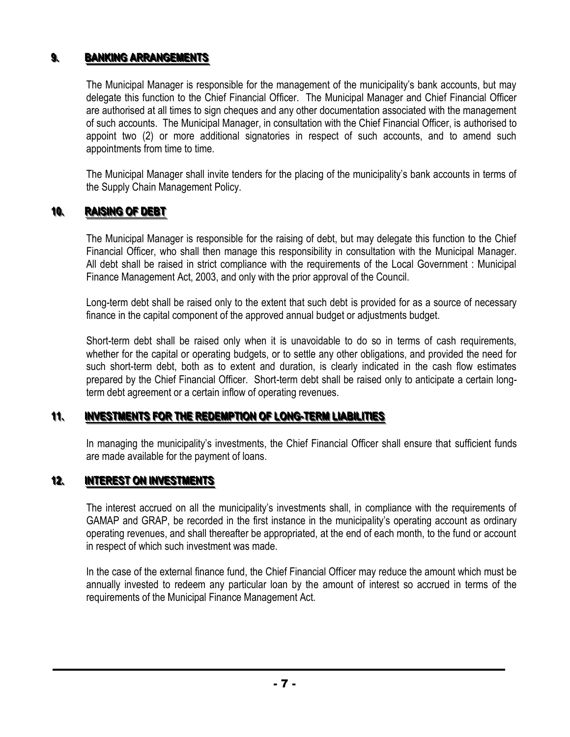## 9. BANKING ARRANGEMENTS

The Municipal Manager is responsible for the management of the municipality's bank accounts, but may delegate this function to the Chief Financial Officer. The Municipal Manager and Chief Financial Officer are authorised at all times to sign cheques and any other documentation associated with the management of such accounts. The Municipal Manager, in consultation with the Chief Financial Officer, is authorised to appoint two (2) or more additional signatories in respect of such accounts, and to amend such appointments from time to time.

The Municipal Manager shall invite tenders for the placing of the municipality's bank accounts in terms of the Supply Chain Management Policy.

## 10. RAISING OF DEBT

The Municipal Manager is responsible for the raising of debt, but may delegate this function to the Chief Financial Officer, who shall then manage this responsibility in consultation with the Municipal Manager. All debt shall be raised in strict compliance with the requirements of the Local Government : Municipal Finance Management Act, 2003, and only with the prior approval of the Council.

Long-term debt shall be raised only to the extent that such debt is provided for as a source of necessary finance in the capital component of the approved annual budget or adjustments budget.

Short-term debt shall be raised only when it is unavoidable to do so in terms of cash requirements, whether for the capital or operating budgets, or to settle any other obligations, and provided the need for such short-term debt, both as to extent and duration, is clearly indicated in the cash flow estimates prepared by the Chief Financial Officer. Short-term debt shall be raised only to anticipate a certain long-term debt agreement or a certain inflow of operating revenues.

## 11. INVESTMENTS FOR THE REDEMPTION OF LONG-TERM LIABILITIES

In managing the municipality's investments, the Chief Financial Officer shall ensure that sufficient funds are made available for the payment of loans.

## 12. INTEREST ON INVESTMENTS

The interest accrued on all the municipality's investments shall, in compliance with the requirements of GAMAP and GRAP, be recorded in the first instance in the municipality's operating account as ordinary operating revenues, and shall thereafter be appropriated, at the end of each month, to the fund or account in respect of which such investment was made.

In the case of the external finance fund, the Chief Financial Officer may reduce the amount which must be annually invested to redeem any particular loan by the amount of interest so accrued in terms of the requirements of the Municipal Finance Management Act.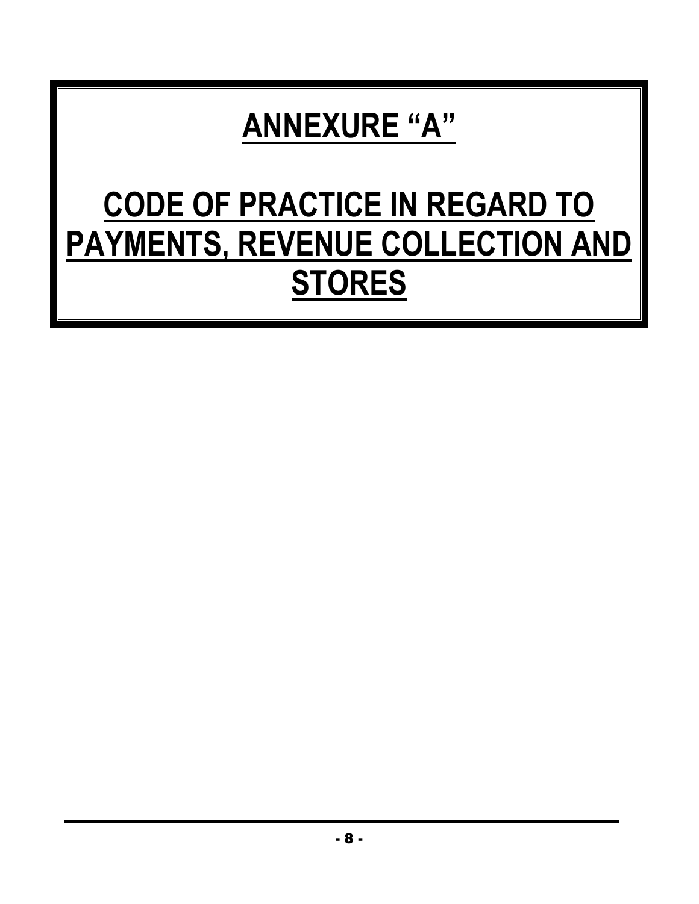# ANNEXURE "A"

# CODE OF PRACTICE IN REGARD TO PAYMENTS, REVENUE COLLECTION AND STORES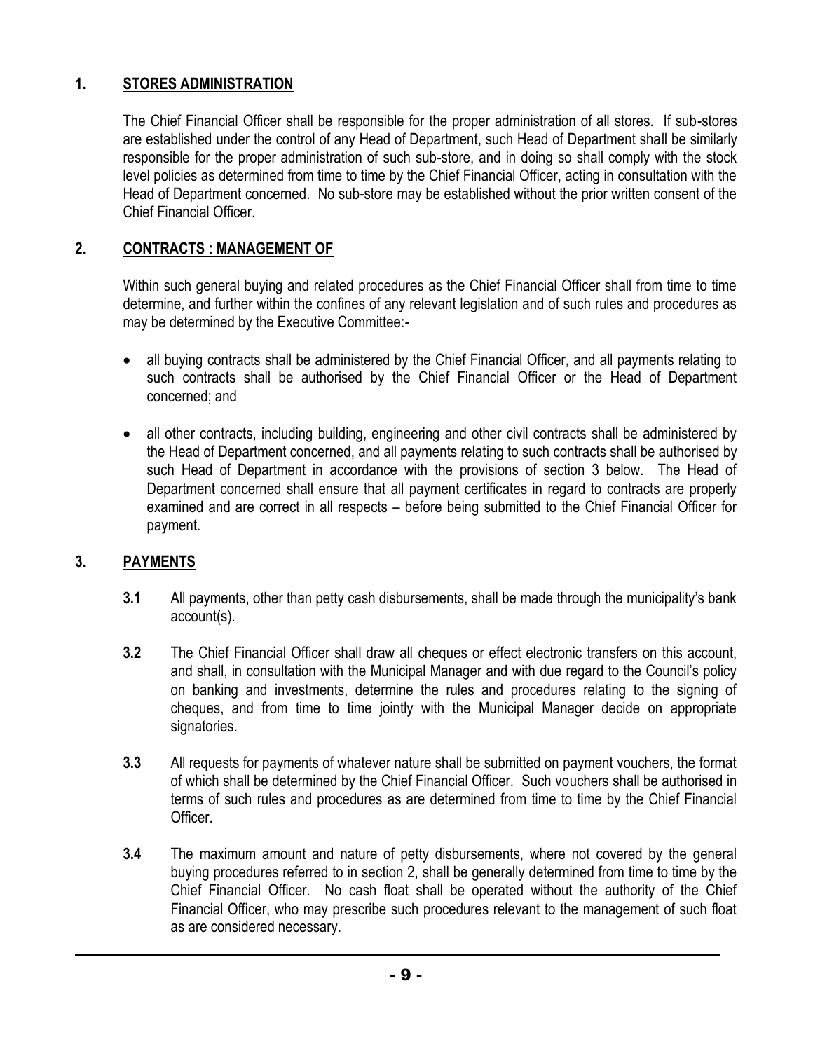## 1. STORES ADMINISTRATION

The Chief Financial Officer shall be responsible for the proper administration of all stores. If sub-stores are established under the control of any Head of Department, such Head of Department shall be similarly responsible for the proper administration of such sub-store, and in doing so shall comply with the stock level policies as determined from time to time by the Chief Financial Officer, acting in consultation with the Head of Department concerned. No sub-store may be established without the prior written consent of the Chief Financial Officer.

## 2. CONTRACTS : MANAGEMENT OF

Within such general buying and related procedures as the Chief Financial Officer shall from time to time determine, and further within the confines of any relevant legislation and of such rules and procedures as may be determined by the Executive Committee:-

- all buying contracts shall be administered by the Chief Financial Officer, and all payments relating to such contracts shall be authorised by the Chief Financial Officer or the Head of Department concerned; and
- all other contracts, including building, engineering and other civil contracts shall be administered by the Head of Department concerned, and all payments relating to such contracts shall be authorised by such Head of Department in accordance with the provisions of section 3 below. The Head of Department concerned shall ensure that all payment certificates in regard to contracts are properly examined and are correct in all respects – before being submitted to the Chief Financial Officer for payment.

## 3. PAYMENTS

**3.1** All payments, other than petty cash disbursements, shall be made through the municipality's bank account(s).

**3.2** The Chief Financial Officer shall draw all cheques or effect electronic transfers on this account, and shall, in consultation with the Municipal Manager and with due regard to the Council's policy on banking and investments, determine the rules and procedures relating to the signing of cheques, and from time to time jointly with the Municipal Manager decide on appropriate signatories.

**3.3** All requests for payments of whatever nature shall be submitted on payment vouchers, the format of which shall be determined by the Chief Financial Officer. Such vouchers shall be authorised in terms of such rules and procedures as are determined from time to time by the Chief Financial Officer.

**3.4** The maximum amount and nature of petty disbursements, where not covered by the general buying procedures referred to in section 2, shall be generally determined from time to time by the Chief Financial Officer. No cash float shall be operated without the authority of the Chief Financial Officer, who may prescribe such procedures relevant to the management of such float as are considered necessary.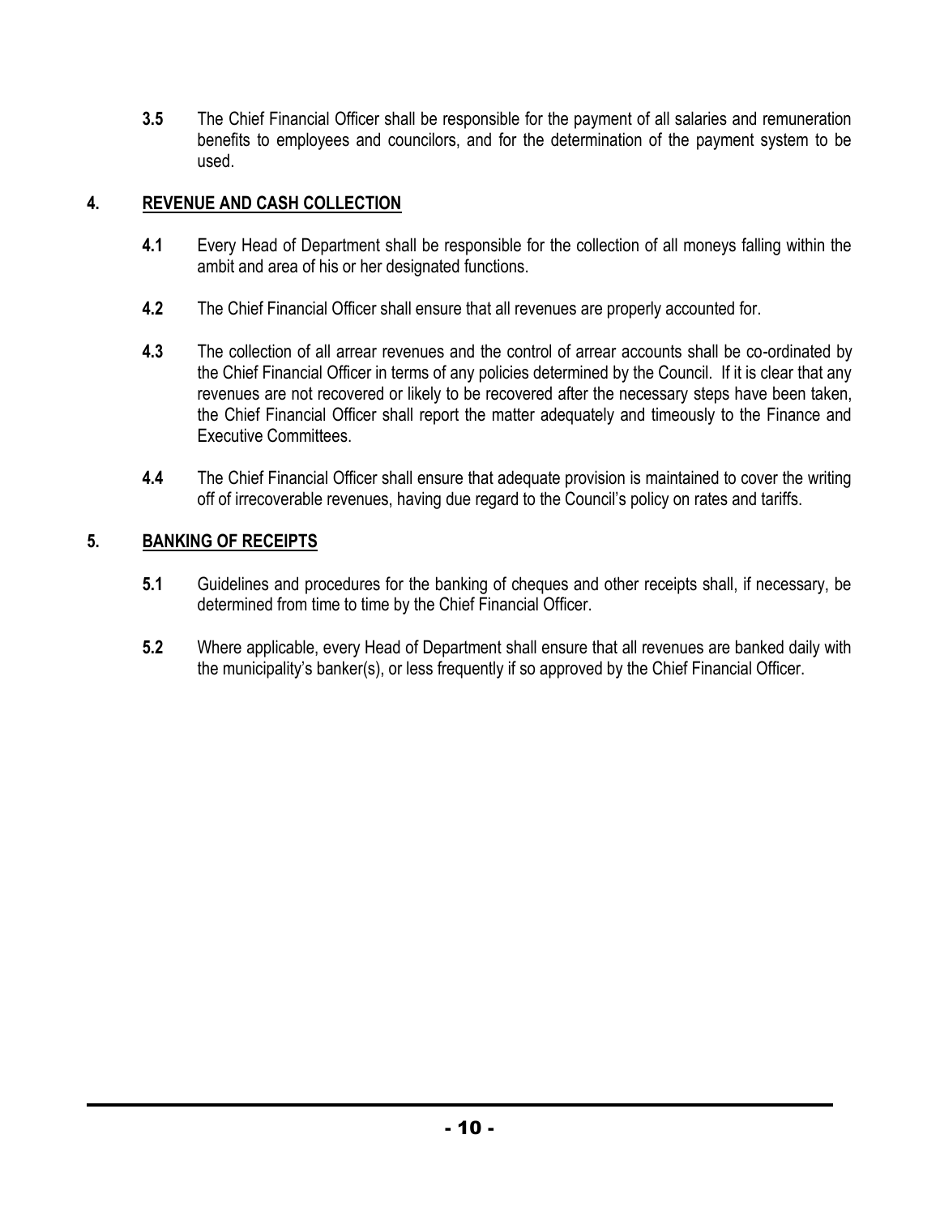**3.5** The Chief Financial Officer shall be responsible for the payment of all salaries and remuneration benefits to employees and councilors, and for the determination of the payment system to be used.

## 4. REVENUE AND CASH COLLECTION

**4.1** Every Head of Department shall be responsible for the collection of all moneys falling within the ambit and area of his or her designated functions.

**4.2** The Chief Financial Officer shall ensure that all revenues are properly accounted for.

**4.3** The collection of all arrear revenues and the control of arrear accounts shall be co-ordinated by the Chief Financial Officer in terms of any policies determined by the Council. If it is clear that any revenues are not recovered or likely to be recovered after the necessary steps have been taken, the Chief Financial Officer shall report the matter adequately and timeously to the Finance and Executive Committees.

**4.4** The Chief Financial Officer shall ensure that adequate provision is maintained to cover the writing off of irrecoverable revenues, having due regard to the Council's policy on rates and tariffs.

## 5. BANKING OF RECEIPTS

**5.1** Guidelines and procedures for the banking of cheques and other receipts shall, if necessary, be determined from time to time by the Chief Financial Officer.

**5.2** Where applicable, every Head of Department shall ensure that all revenues are banked daily with the municipality's banker(s), or less frequently if so approved by the Chief Financial Officer.